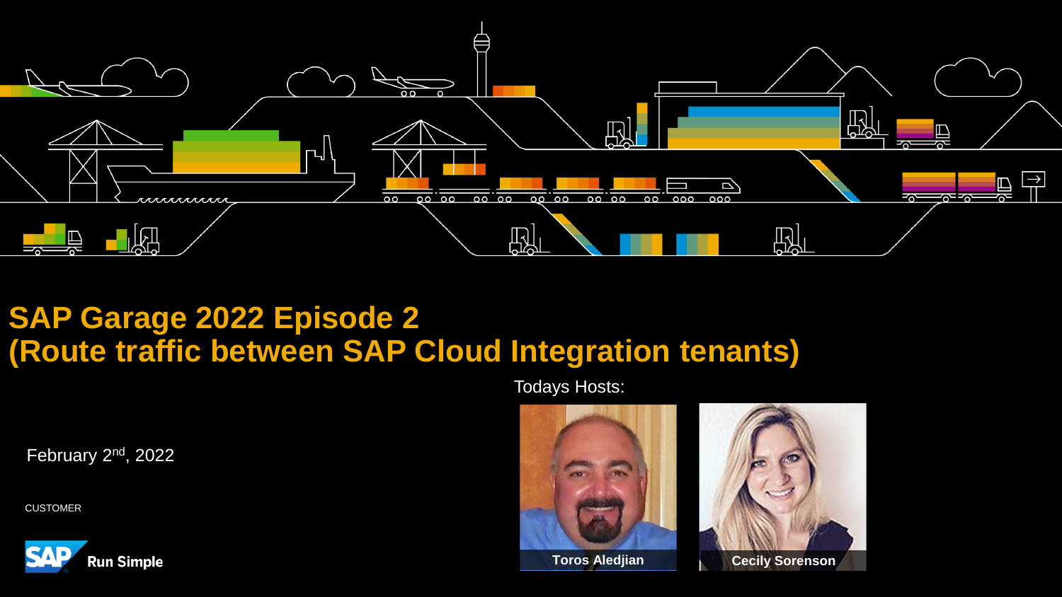# SAP Garage 2022 Episode 2
# (Route traffic between SAP Cloud Integration tenants)

February 2nd, 2022

CUSTOMER

Todays Hosts:

Toros Aledjian

Cecily Sorenson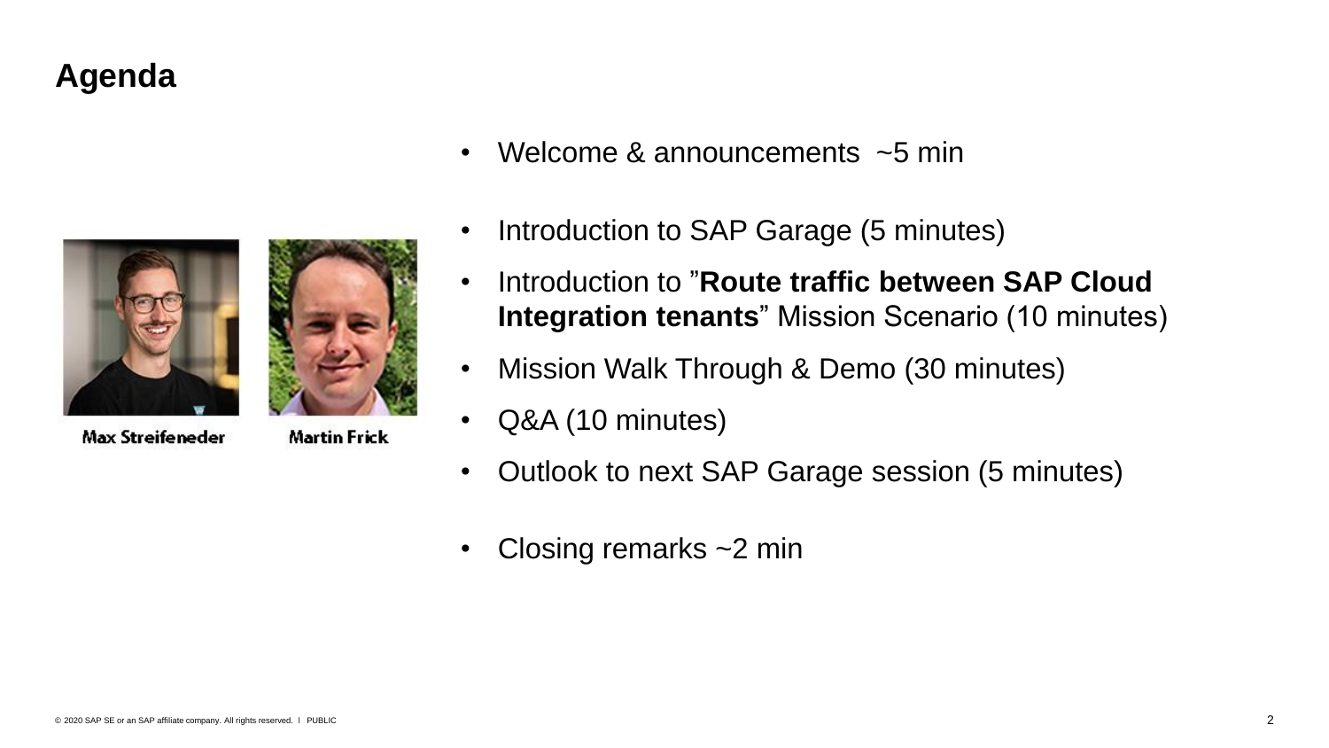# Agenda

Max Streifeneder

Martin Frick

- Welcome & announcements ~5 min
- Introduction to SAP Garage (5 minutes)
- Introduction to ”**Route traffic between SAP Cloud Integration tenants**” Mission Scenario (10 minutes)
- Mission Walk Through & Demo (30 minutes)
- Q&A (10 minutes)
- Outlook to next SAP Garage session (5 minutes)
- Closing remarks ~2 min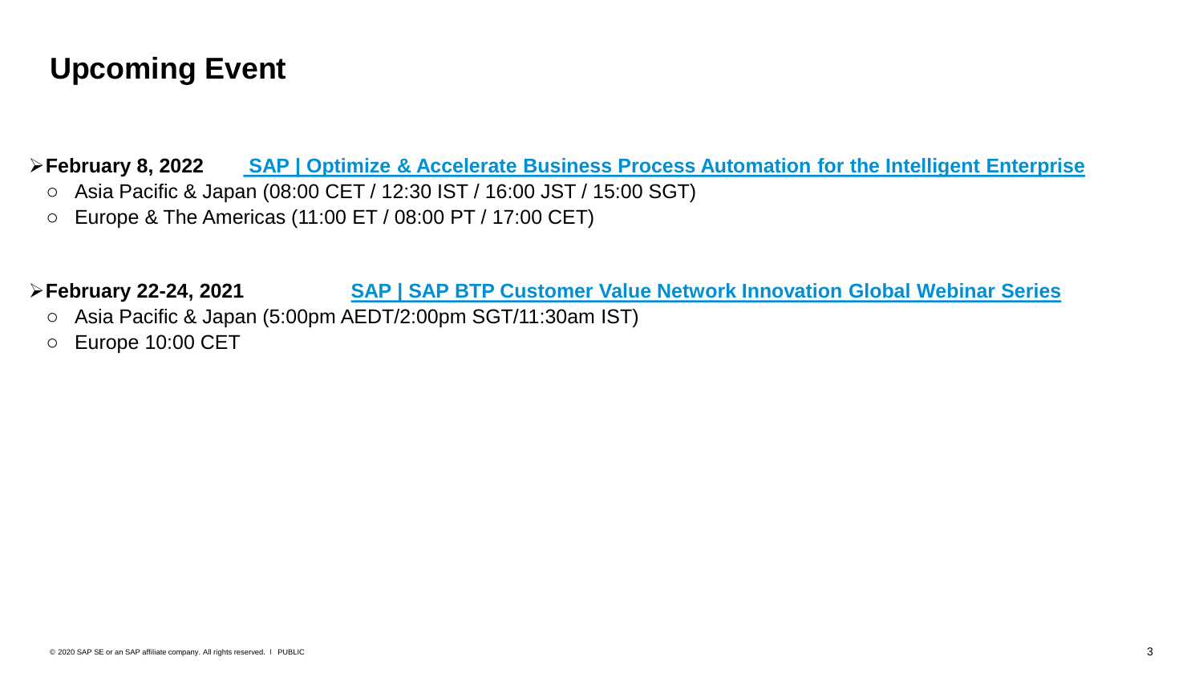# Upcoming Event

- **February 8, 2022** **SAP | Optimize & Accelerate Business Process Automation for the Intelligent Enterprise**
  - Asia Pacific & Japan (08:00 CET / 12:30 IST / 16:00 JST / 15:00 SGT)
  - Europe & The Americas (11:00 ET / 08:00 PT / 17:00 CET)

- **February 22-24, 2021** **SAP | SAP BTP Customer Value Network Innovation Global Webinar Series**
  - Asia Pacific & Japan (5:00pm AEDT/2:00pm SGT/11:30am IST)
  - Europe 10:00 CET

© 2020 SAP SE or an SAP affiliate company. All rights reserved. I PUBLIC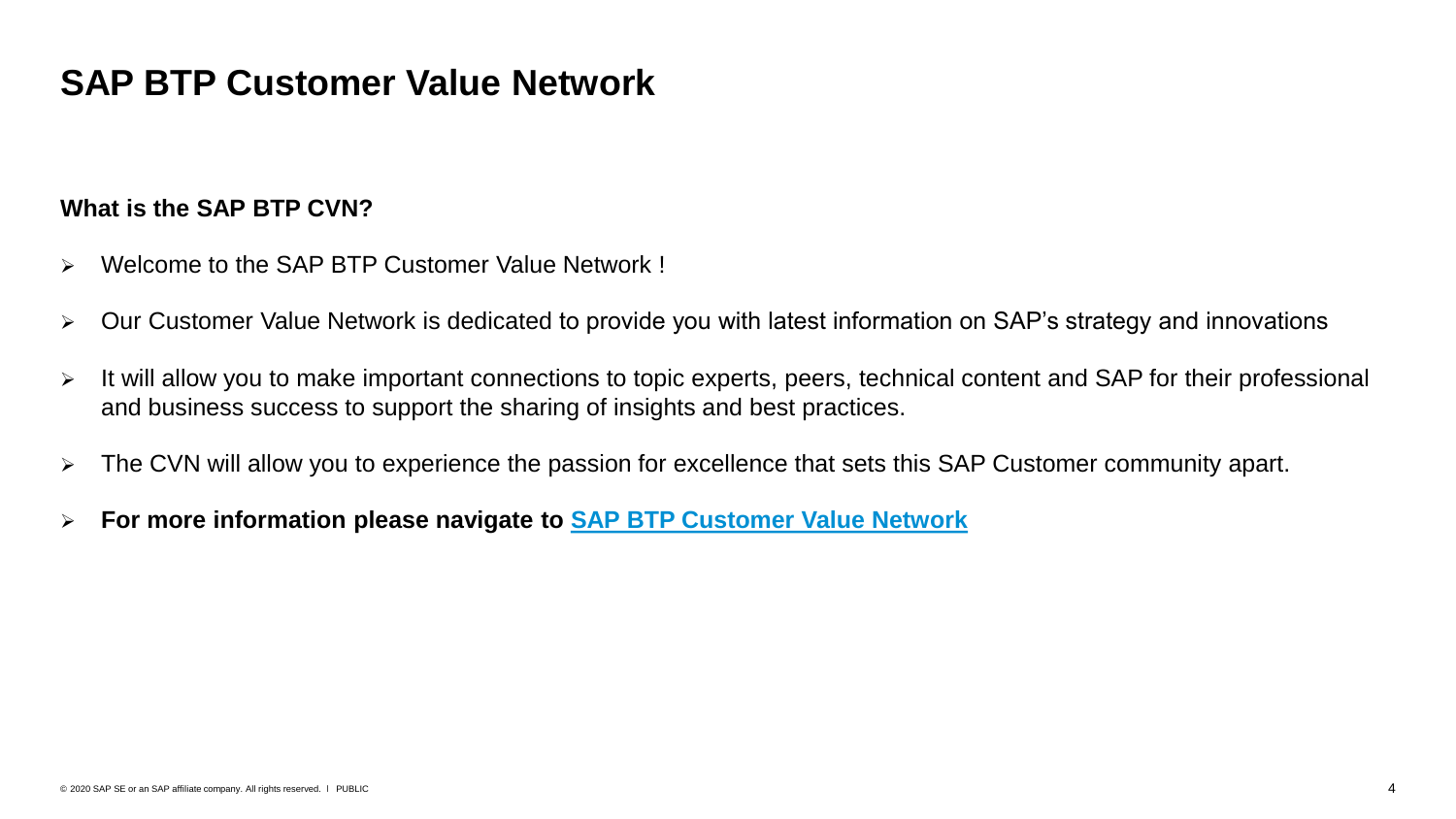# SAP BTP Customer Value Network

**What is the SAP BTP CVN?**

- Welcome to the SAP BTP Customer Value Network !
- Our Customer Value Network is dedicated to provide you with latest information on SAP's strategy and innovations
- It will allow you to make important connections to topic experts, peers, technical content and SAP for their professional and business success to support the sharing of insights and best practices.
- The CVN will allow you to experience the passion for excellence that sets this SAP Customer community apart.
- **For more information please navigate to SAP BTP Customer Value Network**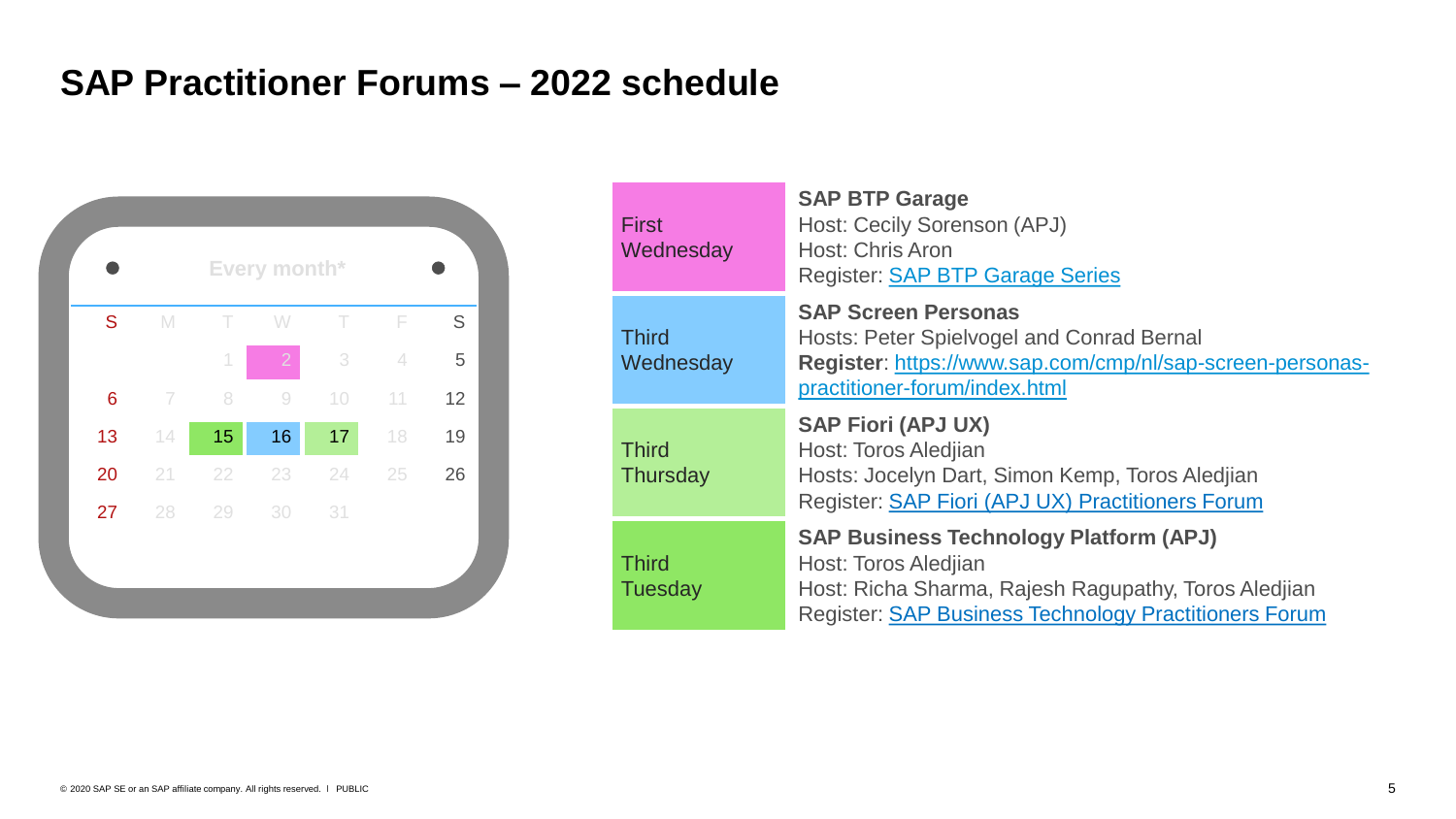# SAP Practitioner Forums – 2022 schedule

Every month*

| S | M | T | W | T | F | S |
|---|---|---|---|---|---|---|
| | | 1 | 2 | 3 | 4 | 5 |
| 6 | 7 | 8 | 9 | 10 | 11 | 12 |
| 13 | 14 | 15 | 16 | 17 | 18 | 19 |
| 20 | 21 | 22 | 23 | 24 | 25 | 26 |
| 27 | 28 | 29 | 30 | 31 | | |

| | |
|---|---|
| First Wednesday | **SAP BTP Garage**<br>Host: Cecily Sorenson (APJ)<br>Host: Chris Aron<br>Register: [SAP BTP Garage Series]() |
| Third Wednesday | **SAP Screen Personas**<br>Hosts: Peter Spielvogel and Conrad Bernal<br>**Register**: [https://www.sap.com/cmp/nl/sap-screen-personas-practitioner-forum/index.html](https://www.sap.com/cmp/nl/sap-screen-personas-practitioner-forum/index.html) |
| Third Thursday | **SAP Fiori (APJ UX)**<br>Host: Toros Aledjian<br>Hosts: Jocelyn Dart, Simon Kemp, Toros Aledjian<br>Register: [SAP Fiori (APJ UX) Practitioners Forum]() |
| Third Tuesday | **SAP Business Technology Platform (APJ)**<br>Host: Toros Aledjian<br>Host: Richa Sharma, Rajesh Ragupathy, Toros Aledjian<br>Register: [SAP Business Technology Practitioners Forum]() |

© 2020 SAP SE or an SAP affiliate company. All rights reserved. ǀ PUBLIC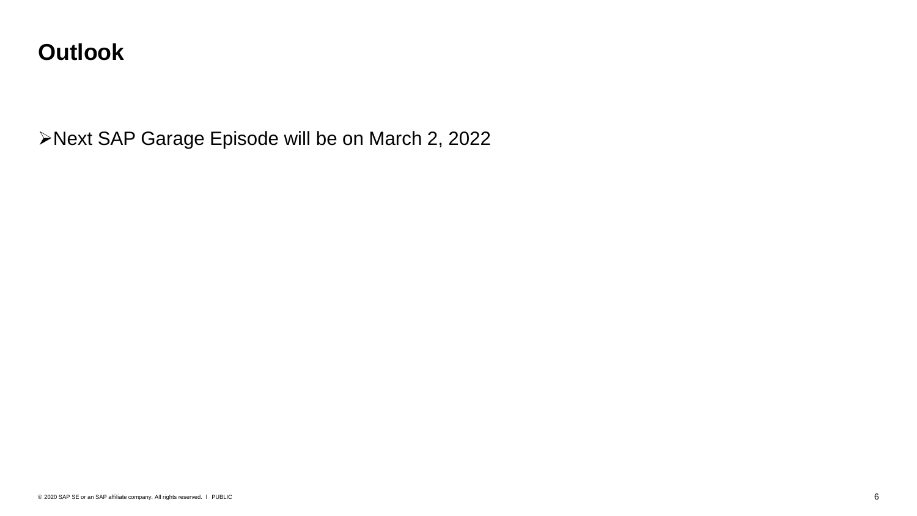# Outlook

- Next SAP Garage Episode will be on March 2, 2022